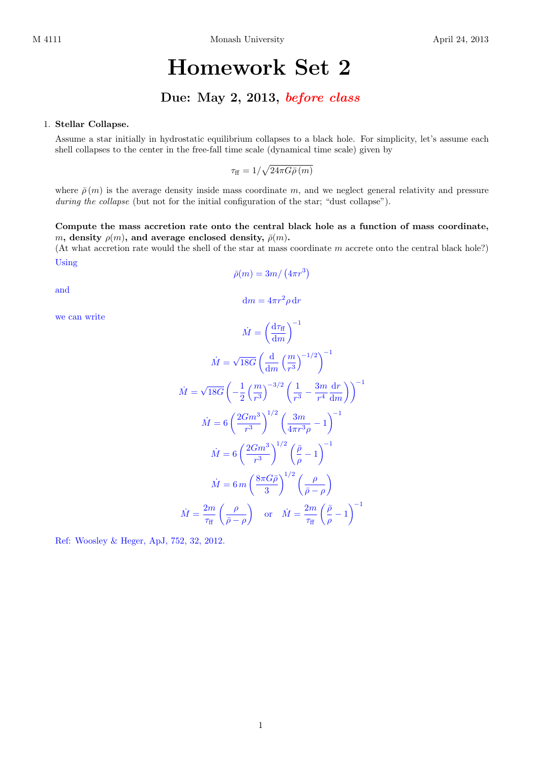# Homework Set 2

## Due: May 2, 2013, *before class*

1. **Stellar Collapse.**

   Assume a star initially in hydrostatic equilibrium collapses to a black hole. For simplicity, let's assume each shell collapses to the center in the free-fall time scale (dynamical time scale) given by

   $$\tau_{\mathrm{ff}} = 1/\sqrt{24\pi G\bar{\rho}\,(m)}$$

   where $\bar{\rho}\,(m)$ is the average density inside mass coordinate $m$, and we neglect general relativity and pressure *during the collapse* (but not for the initial configuration of the star; "dust collapse").

   **Compute the mass accretion rate onto the central black hole as a function of mass coordinate, $m$, density $\rho(m)$, and average enclosed density, $\bar{\rho}(m)$.**
   (At what accretion rate would the shell of the star at mass coordinate $m$ accrete onto the central black hole?)

   Using

   $$\bar{\rho}(m) = 3m/\left(4\pi r^3\right)$$

   and

   $$\mathrm{d}m = 4\pi r^2 \rho \,\mathrm{d}r$$

   we can write

   $$\dot{M} = \left(\frac{\mathrm{d}\tau_{\mathrm{ff}}}{\mathrm{d}m}\right)^{-1}$$

   $$\dot{M} = \sqrt{18G}\left(\frac{\mathrm{d}}{\mathrm{d}m}\left(\frac{m}{r^3}\right)^{-1/2}\right)^{-1}$$

   $$\dot{M} = \sqrt{18G}\left(-\frac{1}{2}\left(\frac{m}{r^3}\right)^{-3/2}\left(\frac{1}{r^3} - \frac{3m}{r^4}\frac{\mathrm{d}r}{\mathrm{d}m}\right)\right)^{-1}$$

   $$\dot{M} = 6\left(\frac{2Gm^3}{r^3}\right)^{1/2}\left(\frac{3m}{4\pi r^3 \rho} - 1\right)^{-1}$$

   $$\dot{M} = 6\left(\frac{2Gm^3}{r^3}\right)^{1/2}\left(\frac{\bar{\rho}}{\rho} - 1\right)^{-1}$$

   $$\dot{M} = 6\,m\left(\frac{8\pi G\bar{\rho}}{3}\right)^{1/2}\left(\frac{\rho}{\bar{\rho} - \rho}\right)$$

   $$\dot{M} = \frac{2m}{\tau_{\mathrm{ff}}}\left(\frac{\rho}{\bar{\rho} - \rho}\right) \quad \text{or} \quad \dot{M} = \frac{2m}{\tau_{\mathrm{ff}}}\left(\frac{\bar{\rho}}{\rho} - 1\right)^{-1}$$

   Ref: Woosley & Heger, ApJ, 752, 32, 2012.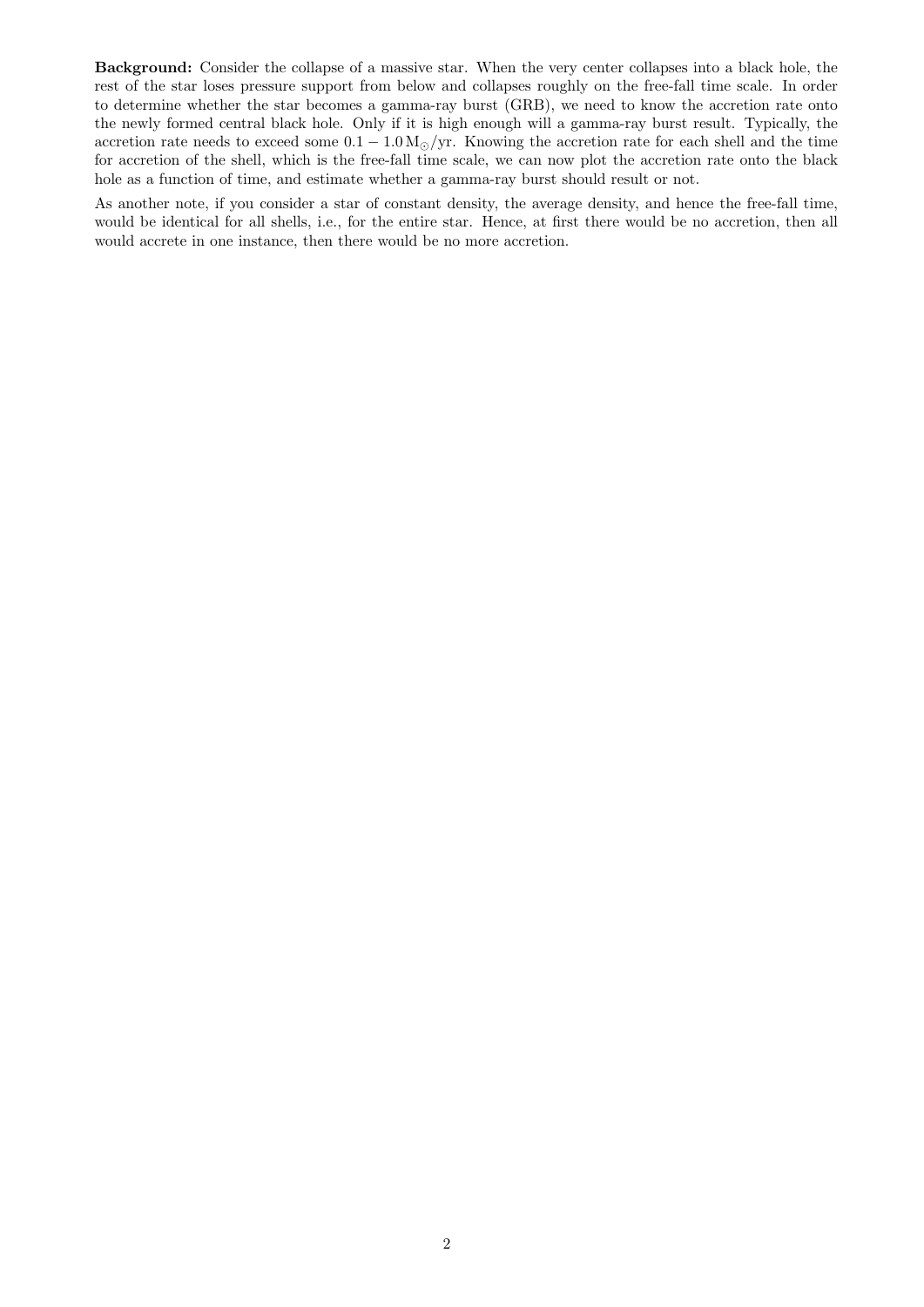**Background:** Consider the collapse of a massive star. When the very center collapses into a black hole, the rest of the star loses pressure support from below and collapses roughly on the free-fall time scale. In order to determine whether the star becomes a gamma-ray burst (GRB), we need to know the accretion rate onto the newly formed central black hole. Only if it is high enough will a gamma-ray burst result. Typically, the accretion rate needs to exceed some $0.1 - 1.0\,\mathrm{M}_{\odot}/\mathrm{yr}$. Knowing the accretion rate for each shell and the time for accretion of the shell, which is the free-fall time scale, we can now plot the accretion rate onto the black hole as a function of time, and estimate whether a gamma-ray burst should result or not.

As another note, if you consider a star of constant density, the average density, and hence the free-fall time, would be identical for all shells, i.e., for the entire star. Hence, at first there would be no accretion, then all would accrete in one instance, then there would be no more accretion.